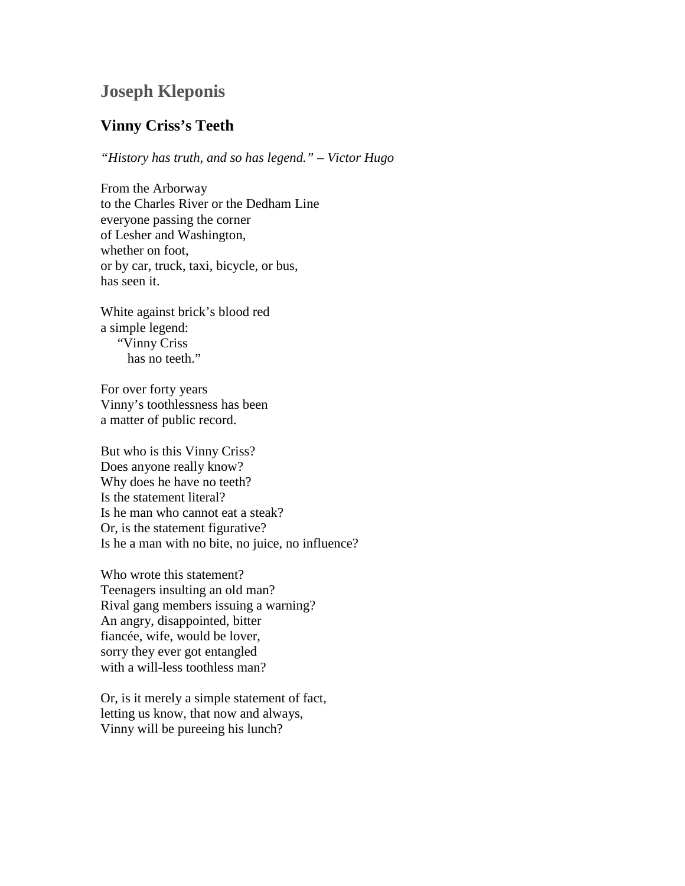## Joseph Kleponis

### Vinny Criss's Teeth

*"History has truth, and so has legend." – Victor Hugo*

From the Arborway  
to the Charles River or the Dedham Line  
everyone passing the corner  
of Lesher and Washington,  
whether on foot,  
or by car, truck, taxi, bicycle, or bus,  
has seen it.

White against brick's blood red  
a simple legend:  
&nbsp;&nbsp;&nbsp;&nbsp;"Vinny Criss  
&nbsp;&nbsp;&nbsp;&nbsp;&nbsp;&nbsp;has no teeth."

For over forty years  
Vinny's toothlessness has been  
a matter of public record.

But who is this Vinny Criss?  
Does anyone really know?  
Why does he have no teeth?  
Is the statement literal?  
Is he man who cannot eat a steak?  
Or, is the statement figurative?  
Is he a man with no bite, no juice, no influence?

Who wrote this statement?  
Teenagers insulting an old man?  
Rival gang members issuing a warning?  
An angry, disappointed, bitter  
fiancée, wife, would be lover,  
sorry they ever got entangled  
with a will-less toothless man?

Or, is it merely a simple statement of fact,  
letting us know, that now and always,  
Vinny will be pureeing his lunch?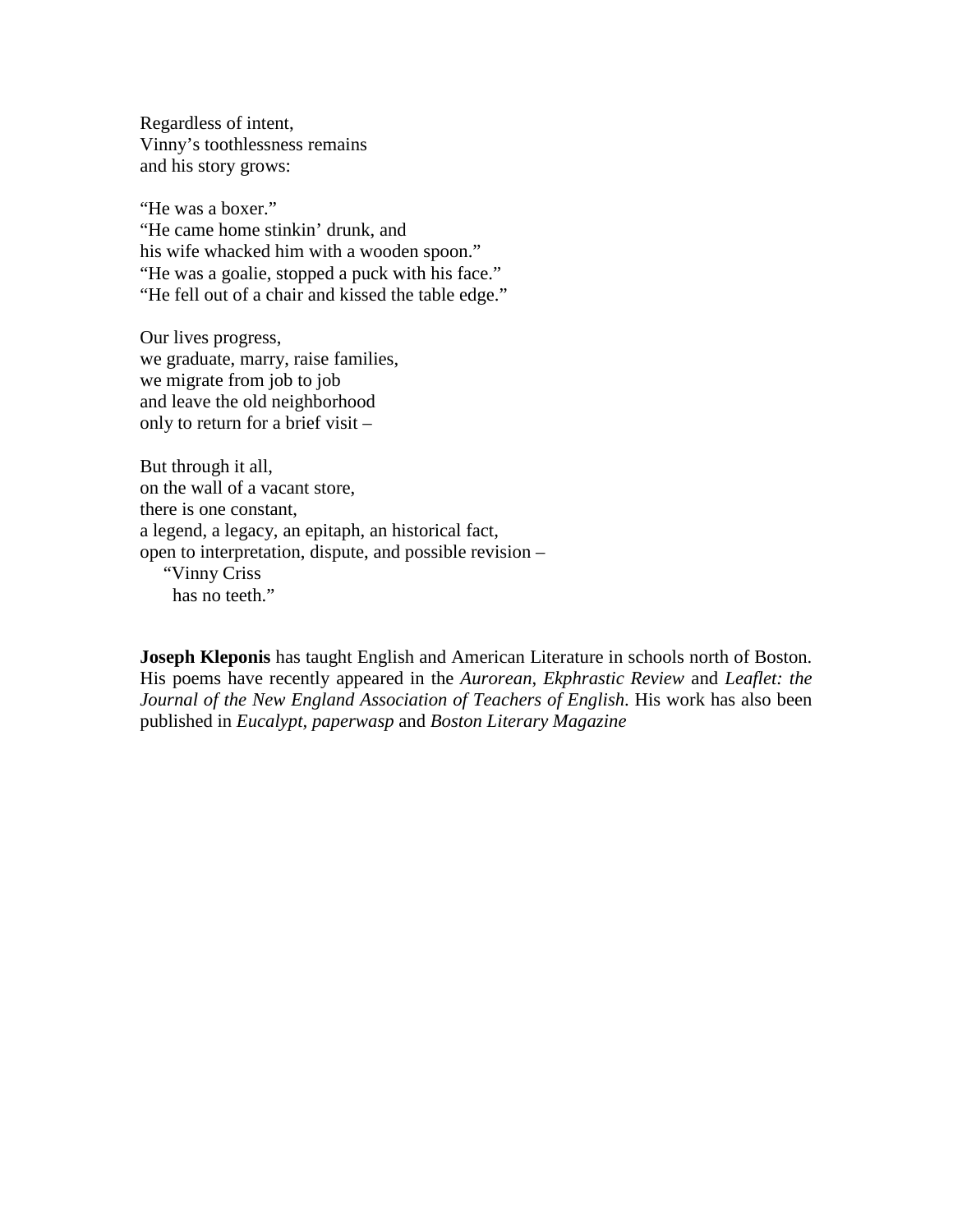Regardless of intent,  
Vinny's toothlessness remains  
and his story grows:

"He was a boxer."  
"He came home stinkin' drunk, and  
his wife whacked him with a wooden spoon."  
"He was a goalie, stopped a puck with his face."  
"He fell out of a chair and kissed the table edge."

Our lives progress,  
we graduate, marry, raise families,  
we migrate from job to job  
and leave the old neighborhood  
only to return for a brief visit –

But through it all,  
on the wall of a vacant store,  
there is one constant,  
a legend, a legacy, an epitaph, an historical fact,  
open to interpretation, dispute, and possible revision –  
&nbsp;&nbsp;&nbsp;&nbsp;"Vinny Criss  
&nbsp;&nbsp;&nbsp;&nbsp;&nbsp;&nbsp;has no teeth."

**Joseph Kleponis** has taught English and American Literature in schools north of Boston. His poems have recently appeared in the *Aurorean*, *Ekphrastic Review* and *Leaflet: the Journal of the New England Association of Teachers of English*. His work has also been published in *Eucalypt, paperwasp* and *Boston Literary Magazine*